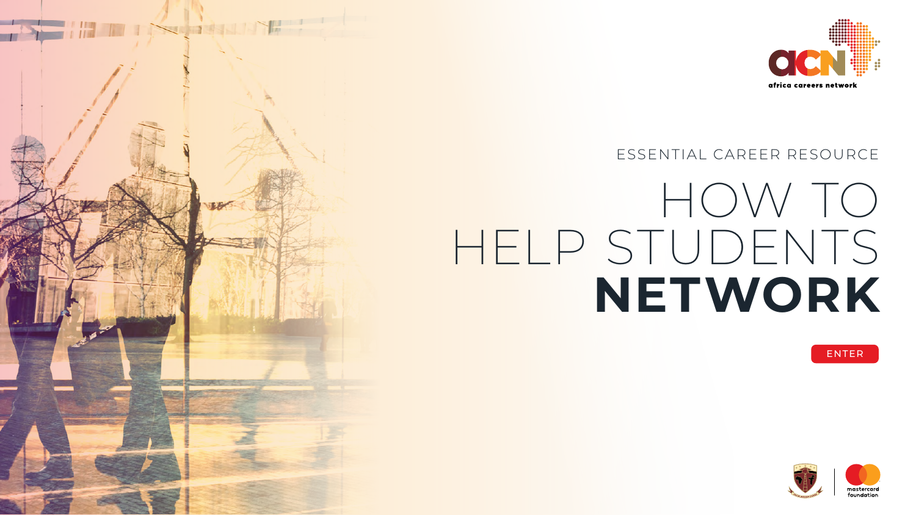africa careers network

ESSENTIAL CAREER RESOURCE

# HOW TO HELP STUDENTS **NETWORK**

ENTER

mastercard foundation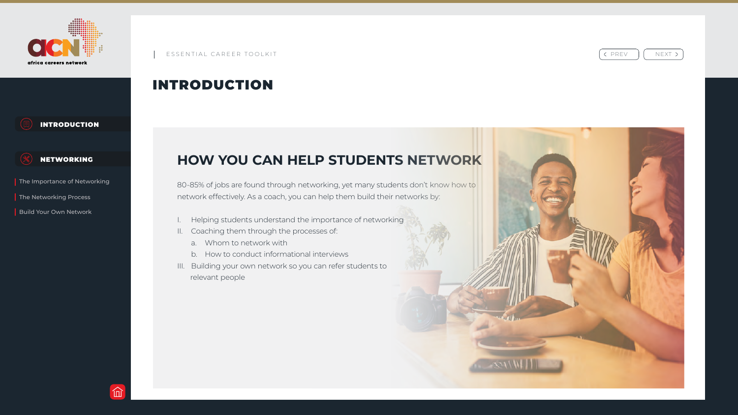ESSENTIAL CAREER TOOLKIT

# INTRODUCTION

## HOW YOU CAN HELP STUDENTS NETWORK

80-85% of jobs are found through networking, yet many students don't know how to network effectively. As a coach, you can help them build their networks by:

I. Helping students understand the importance of networking
II. Coaching them through the processes of:
   a. Whom to network with
   b. How to conduct informational interviews
III. Building your own network so you can refer students to relevant people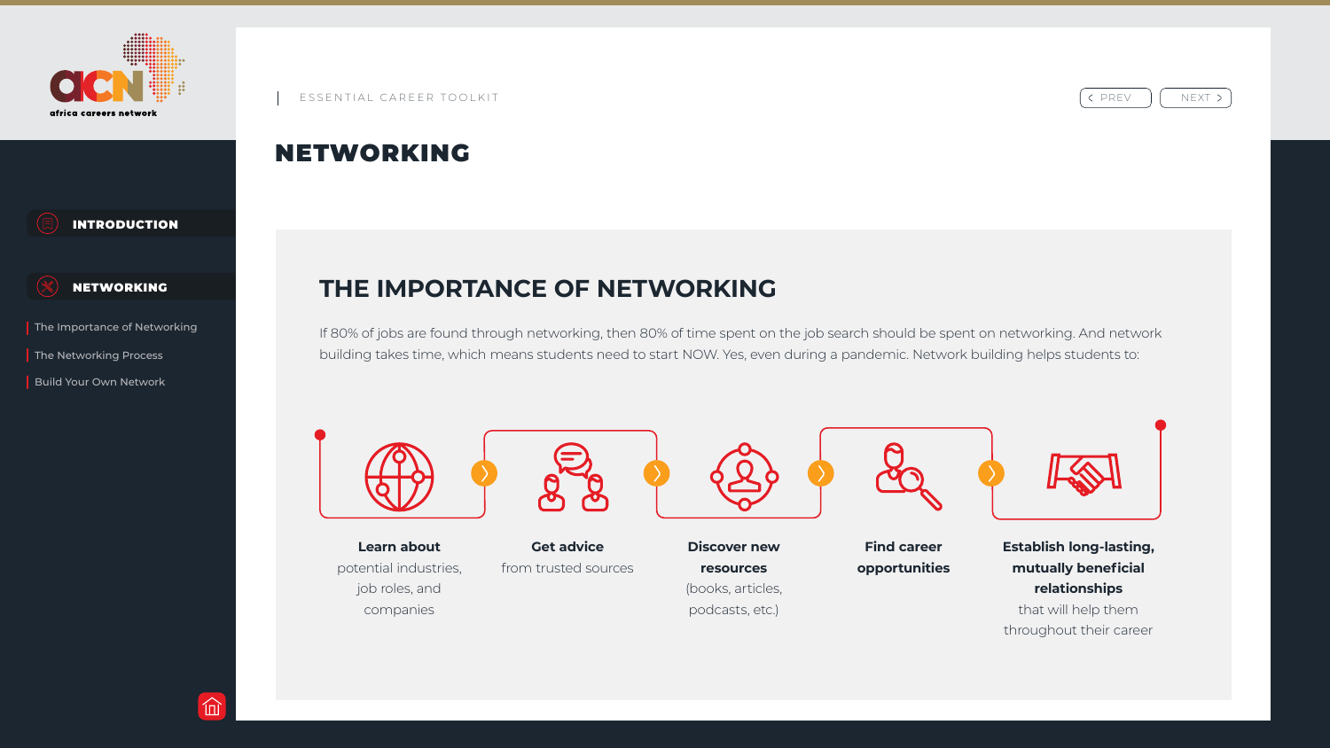ESSENTIAL CAREER TOOLKIT

# NETWORKING

- INTRODUCTION
- NETWORKING
  - The Importance of Networking
  - The Networking Process
  - Build Your Own Network

## THE IMPORTANCE OF NETWORKING

If 80% of jobs are found through networking, then 80% of time spent on the job search should be spent on networking. And network building takes time, which means students need to start NOW. Yes, even during a pandemic. Network building helps students to:

1. **Learn about** potential industries, job roles, and companies
2. **Get advice** from trusted sources
3. **Discover new resources** (books, articles, podcasts, etc.)
4. **Find career opportunities**
5. **Establish long-lasting, mutually beneficial relationships** that will help them throughout their career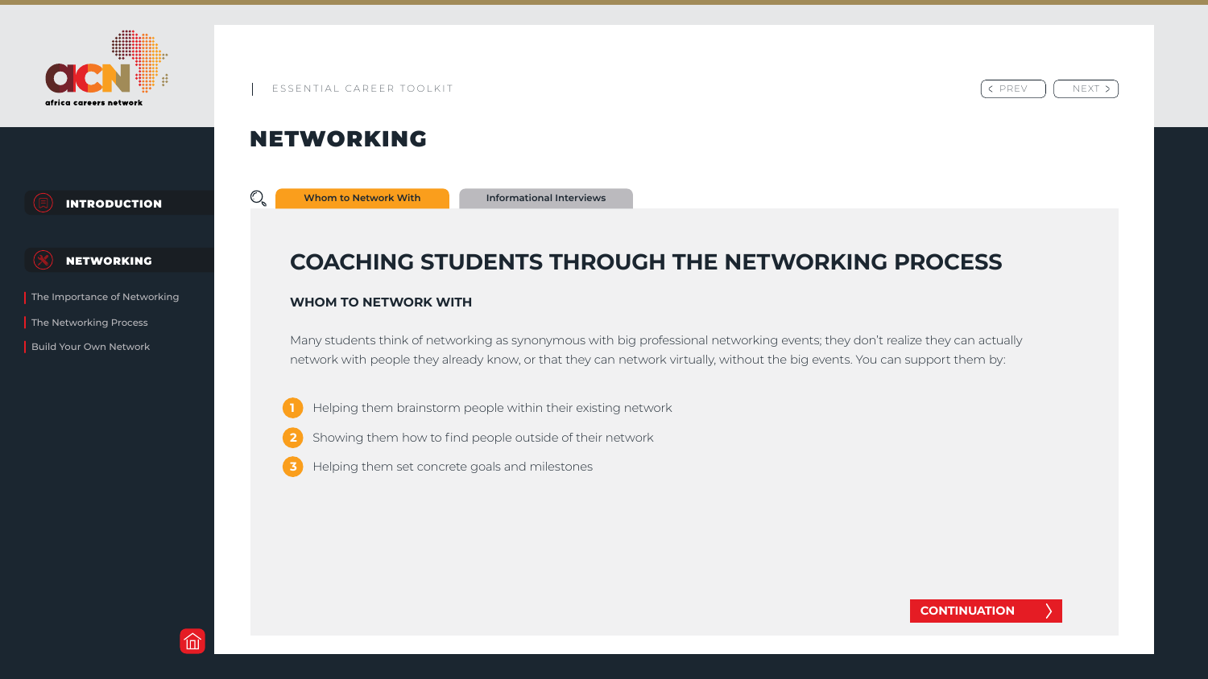ESSENTIAL CAREER TOOLKIT

# NETWORKING

Whom to Network With | Informational Interviews

## COACHING STUDENTS THROUGH THE NETWORKING PROCESS

### WHOM TO NETWORK WITH

Many students think of networking as synonymous with big professional networking events; they don't realize they can actually network with people they already know, or that they can network virtually, without the big events. You can support them by:

1. Helping them brainstorm people within their existing network
2. Showing them how to find people outside of their network
3. Helping them set concrete goals and milestones

CONTINUATION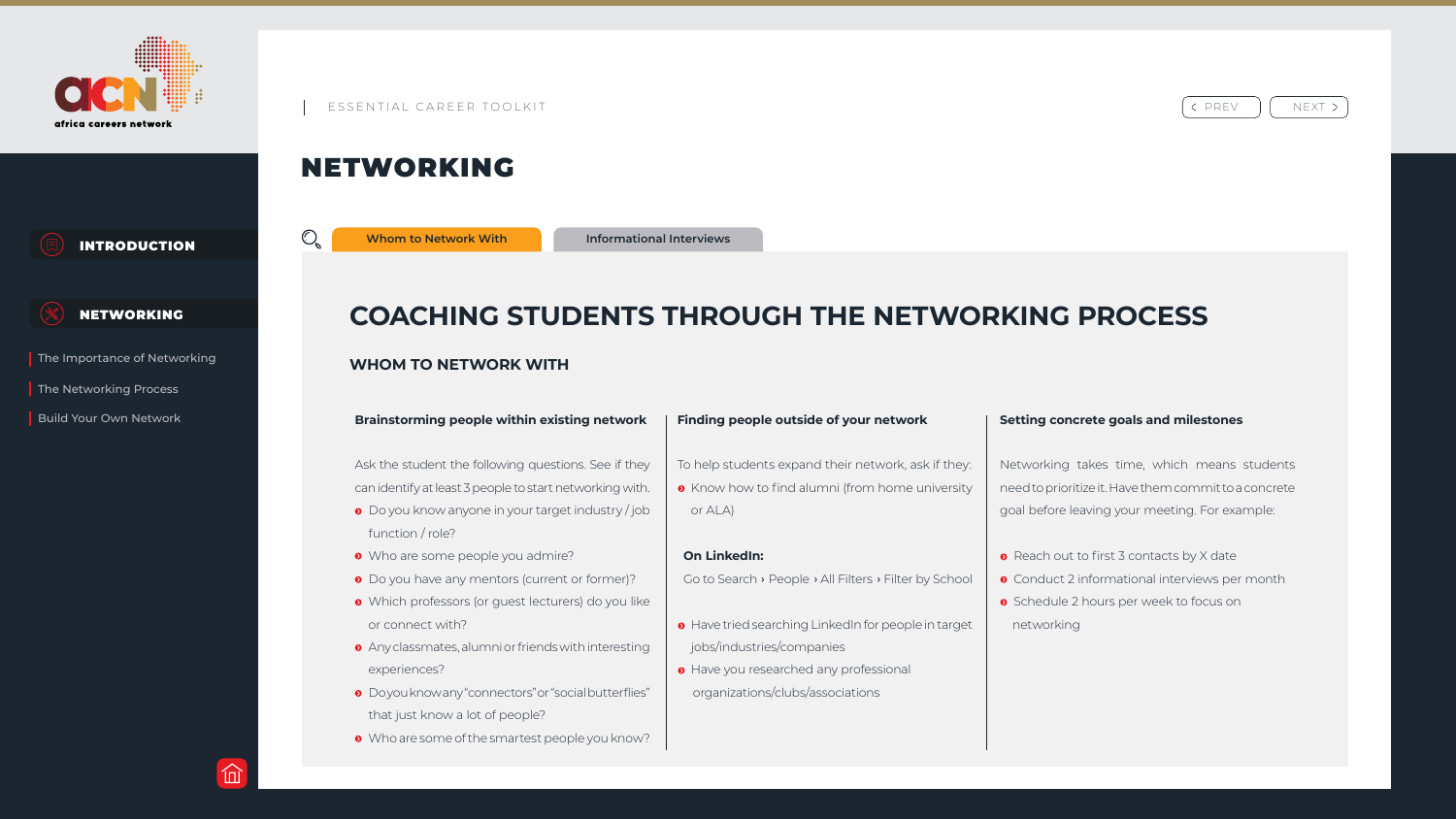# NETWORKING

Whom to Network With | Informational Interviews

## COACHING STUDENTS THROUGH THE NETWORKING PROCESS

### WHOM TO NETWORK WITH

**Brainstorming people within existing network**

Ask the student the following questions. See if they can identify at least 3 people to start networking with.

- Do you know anyone in your target industry / job function / role?
- Who are some people you admire?
- Do you have any mentors (current or former)?
- Which professors (or guest lecturers) do you like or connect with?
- Any classmates, alumni or friends with interesting experiences?
- Do you know any "connectors" or "social butterflies" that just know a lot of people?
- Who are some of the smartest people you know?

**Finding people outside of your network**

To help students expand their network, ask if they:

- Know how to find alumni (from home university or ALA)

**On LinkedIn:**

Go to Search › People › All Filters › Filter by School

- Have tried searching LinkedIn for people in target jobs/industries/companies
- Have you researched any professional organizations/clubs/associations

**Setting concrete goals and milestones**

Networking takes time, which means students need to prioritize it. Have them commit to a concrete goal before leaving your meeting. For example:

- Reach out to first 3 contacts by X date
- Conduct 2 informational interviews per month
- Schedule 2 hours per week to focus on networking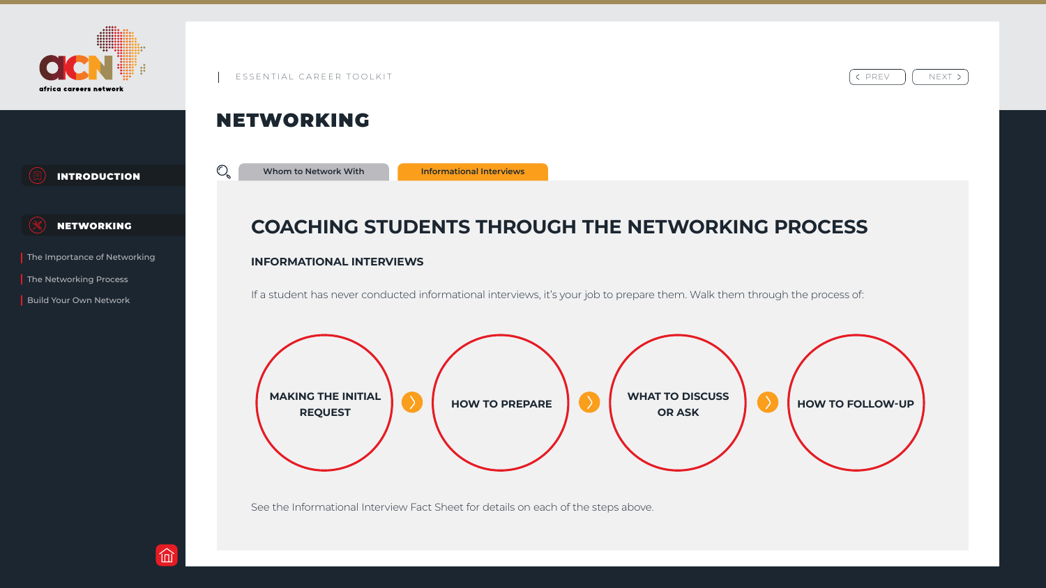ESSENTIAL CAREER TOOLKIT

# NETWORKING

Whom to Network With | Informational Interviews

## COACHING STUDENTS THROUGH THE NETWORKING PROCESS

### INFORMATIONAL INTERVIEWS

If a student has never conducted informational interviews, it's your job to prepare them. Walk them through the process of:

1. MAKING THE INITIAL REQUEST
2. HOW TO PREPARE
3. WHAT TO DISCUSS OR ASK
4. HOW TO FOLLOW-UP

See the Informational Interview Fact Sheet for details on each of the steps above.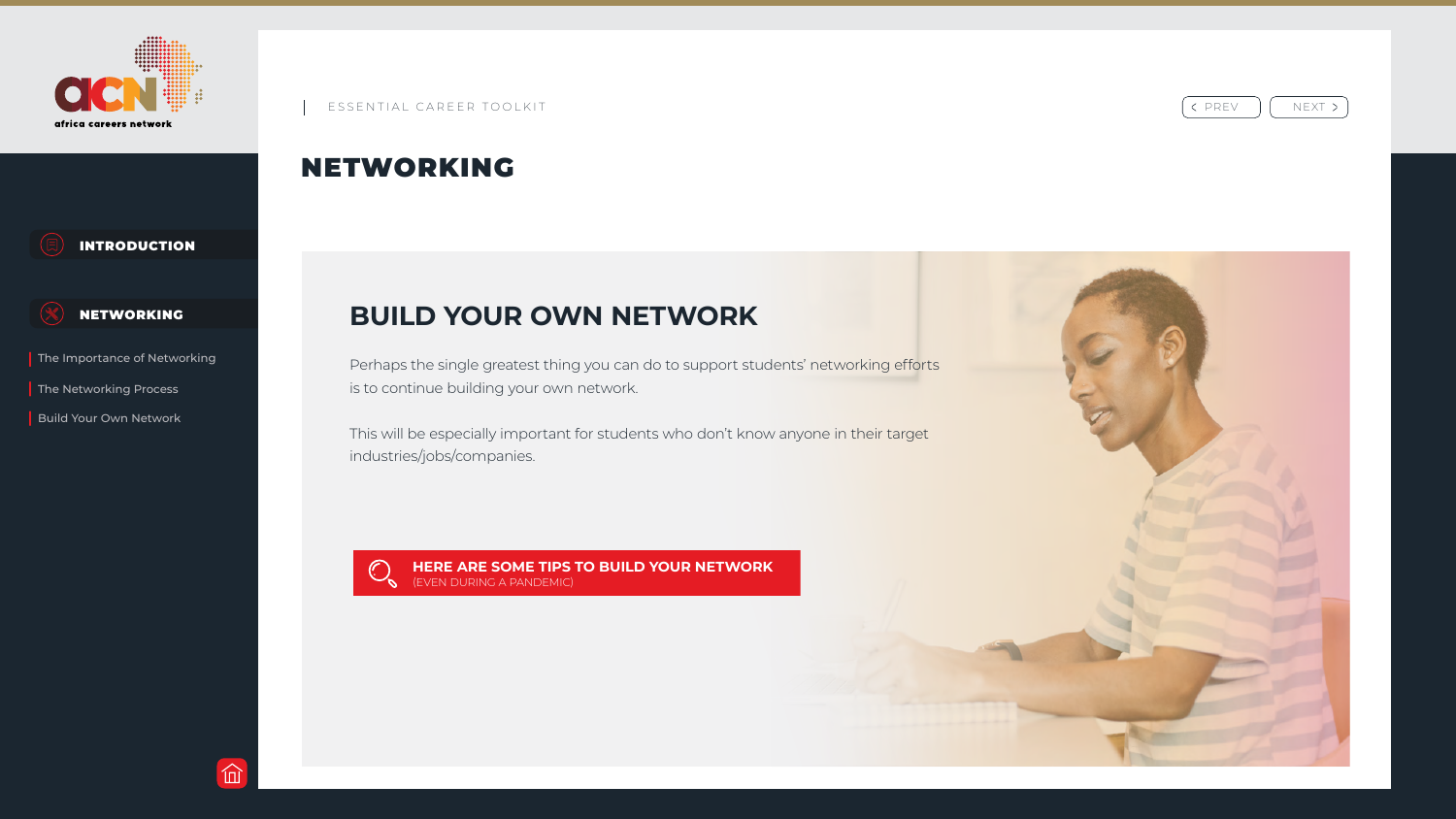ESSENTIAL CAREER TOOLKIT

# NETWORKING

- INTRODUCTION
- NETWORKING
  - The Importance of Networking
  - The Networking Process
  - Build Your Own Network

## BUILD YOUR OWN NETWORK

Perhaps the single greatest thing you can do to support students' networking efforts is to continue building your own network.

This will be especially important for students who don't know anyone in their target industries/jobs/companies.

**HERE ARE SOME TIPS TO BUILD YOUR NETWORK**
(EVEN DURING A PANDEMIC)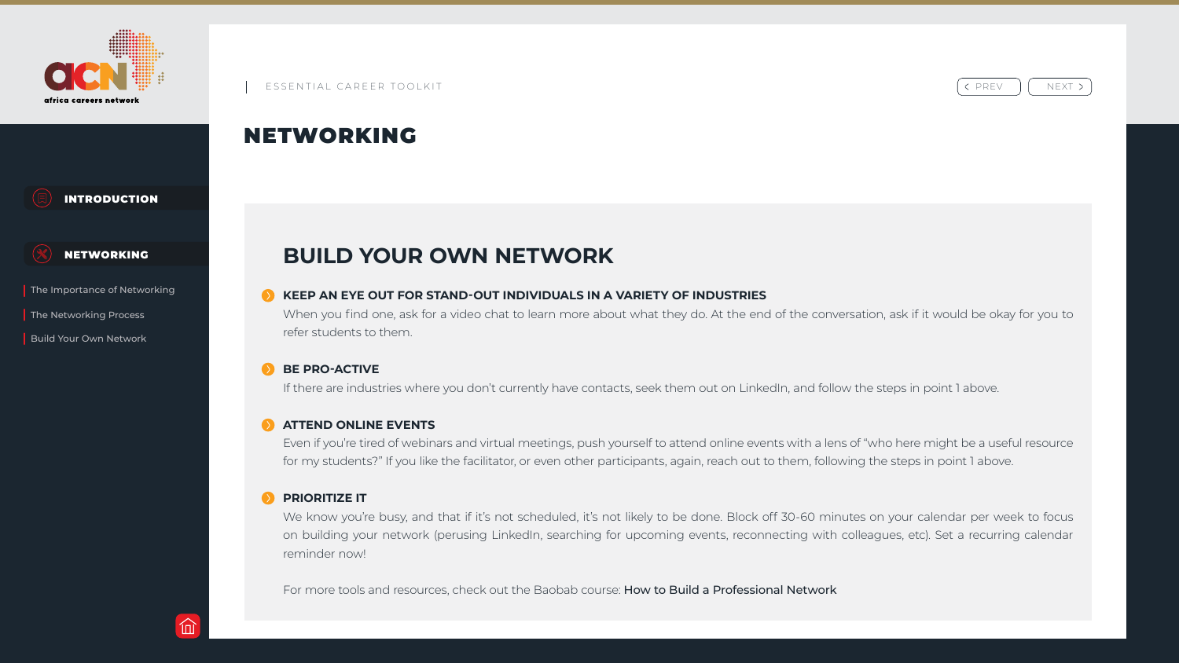# NETWORKING

## BUILD YOUR OWN NETWORK

### KEEP AN EYE OUT FOR STAND-OUT INDIVIDUALS IN A VARIETY OF INDUSTRIES

When you find one, ask for a video chat to learn more about what they do. At the end of the conversation, ask if it would be okay for you to refer students to them.

### BE PRO-ACTIVE

If there are industries where you don't currently have contacts, seek them out on LinkedIn, and follow the steps in point 1 above.

### ATTEND ONLINE EVENTS

Even if you're tired of webinars and virtual meetings, push yourself to attend online events with a lens of "who here might be a useful resource for my students?" If you like the facilitator, or even other participants, again, reach out to them, following the steps in point 1 above.

### PRIORITIZE IT

We know you're busy, and that if it's not scheduled, it's not likely to be done. Block off 30-60 minutes on your calendar per week to focus on building your network (perusing LinkedIn, searching for upcoming events, reconnecting with colleagues, etc). Set a recurring calendar reminder now!

For more tools and resources, check out the Baobab course: **How to Build a Professional Network**